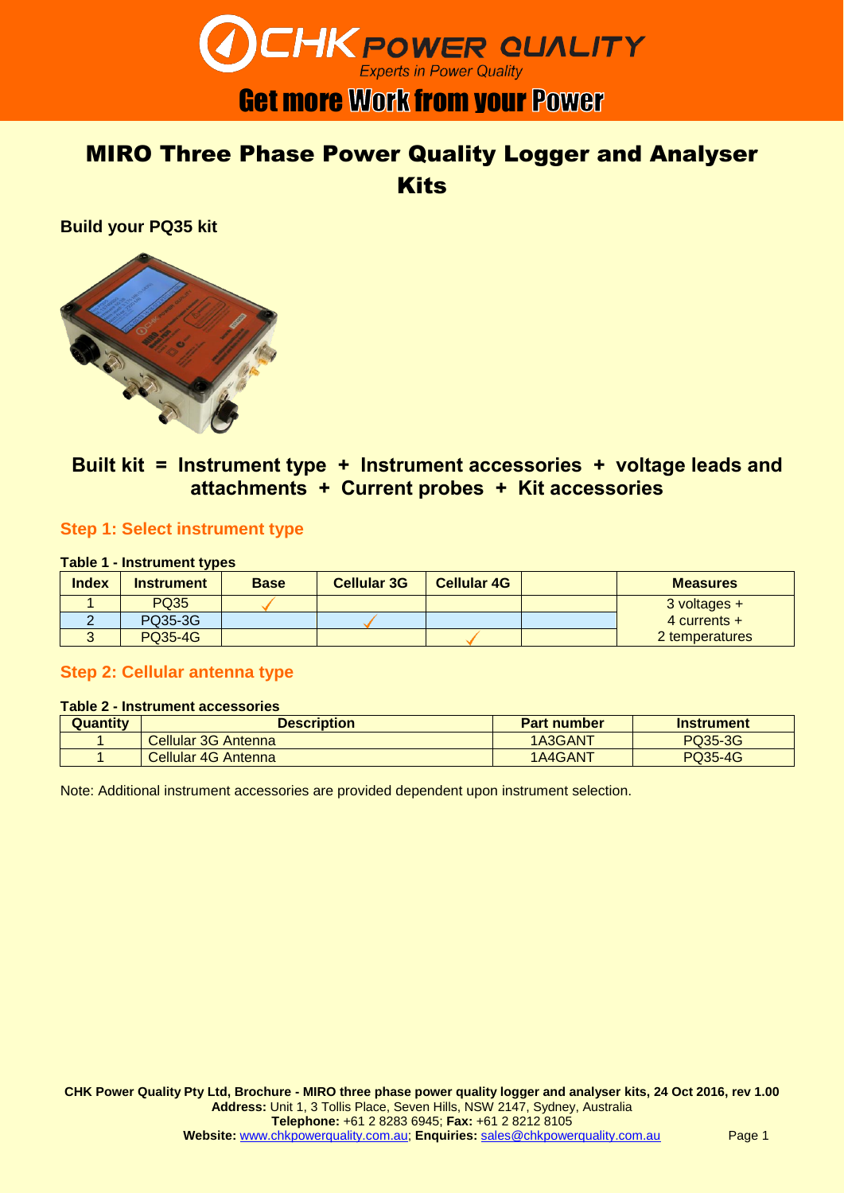# MIRO Three Phase Power Quality Logger and Analyser Kits

## Build your PQ35 kit

**Built kit = Instrument type + Instrument accessories + voltage leads and attachments + Current probes + Kit accessories**

### Step 1: Select instrument type

**Table 1 - Instrument types**

| Index | Instrument | Base | Cellular 3G | Cellular 4G | | Measures |
|---|---|---|---|---|---|---|
| 1 | PQ35 | ✓ | | | | 3 voltages + 4 currents + 2 temperatures |
| 2 | PQ35-3G | | ✓ | | | |
| 3 | PQ35-4G | | | ✓ | | |

### Step 2: Cellular antenna type

**Table 2 - Instrument accessories**

| Quantity | Description | Part number | Instrument |
|---|---|---|---|
| 1 | Cellular 3G Antenna | 1A3GANT | PQ35-3G |
| 1 | Cellular 4G Antenna | 1A4GANT | PQ35-4G |

Note: Additional instrument accessories are provided dependent upon instrument selection.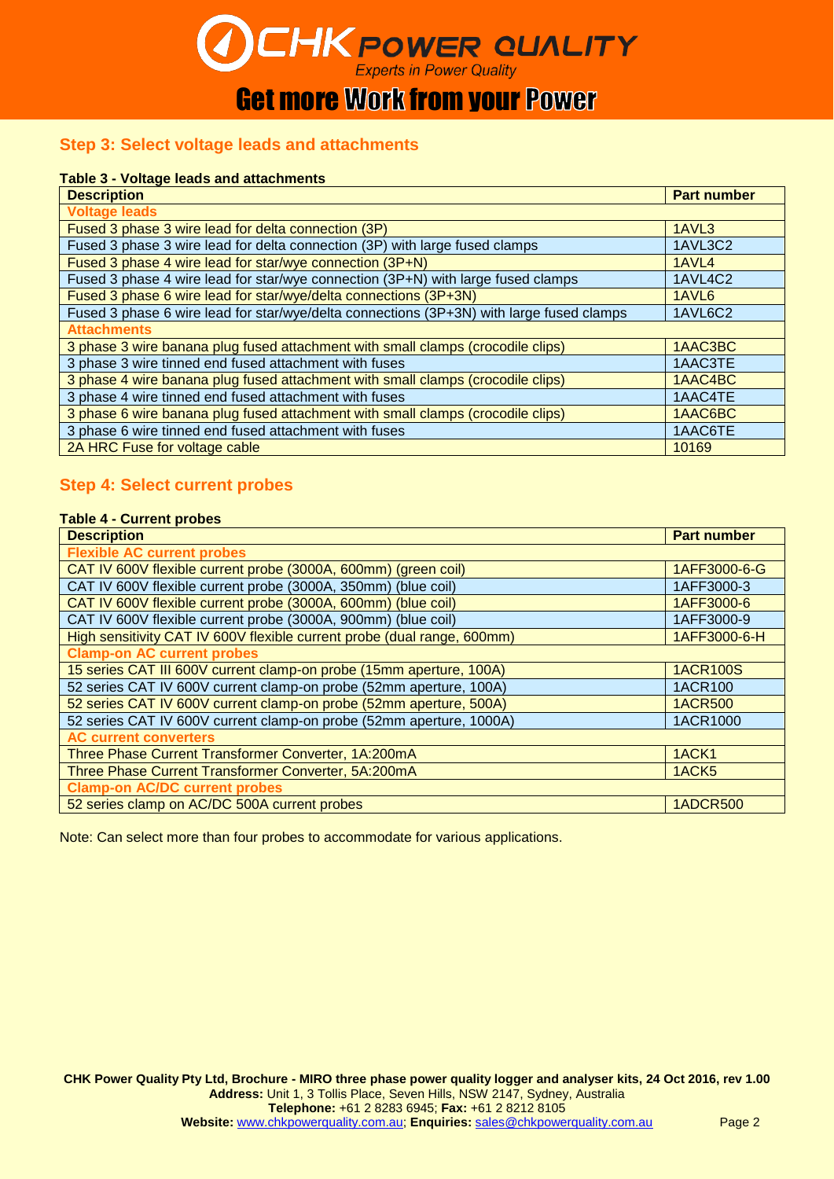## Step 3: Select voltage leads and attachments

**Table 3 - Voltage leads and attachments**

| Description | Part number |
|---|---|
| **Voltage leads** | |
| Fused 3 phase 3 wire lead for delta connection (3P) | 1AVL3 |
| Fused 3 phase 3 wire lead for delta connection (3P) with large fused clamps | 1AVL3C2 |
| Fused 3 phase 4 wire lead for star/wye connection (3P+N) | 1AVL4 |
| Fused 3 phase 4 wire lead for star/wye connection (3P+N) with large fused clamps | 1AVL4C2 |
| Fused 3 phase 6 wire lead for star/wye/delta connections (3P+3N) | 1AVL6 |
| Fused 3 phase 6 wire lead for star/wye/delta connections (3P+3N) with large fused clamps | 1AVL6C2 |
| **Attachments** | |
| 3 phase 3 wire banana plug fused attachment with small clamps (crocodile clips) | 1AAC3BC |
| 3 phase 3 wire tinned end fused attachment with fuses | 1AAC3TE |
| 3 phase 4 wire banana plug fused attachment with small clamps (crocodile clips) | 1AAC4BC |
| 3 phase 4 wire tinned end fused attachment with fuses | 1AAC4TE |
| 3 phase 6 wire banana plug fused attachment with small clamps (crocodile clips) | 1AAC6BC |
| 3 phase 6 wire tinned end fused attachment with fuses | 1AAC6TE |
| 2A HRC Fuse for voltage cable | 10169 |

## Step 4: Select current probes

**Table 4 - Current probes**

| Description | Part number |
|---|---|
| **Flexible AC current probes** | |
| CAT IV 600V flexible current probe (3000A, 600mm) (green coil) | 1AFF3000-6-G |
| CAT IV 600V flexible current probe (3000A, 350mm) (blue coil) | 1AFF3000-3 |
| CAT IV 600V flexible current probe (3000A, 600mm) (blue coil) | 1AFF3000-6 |
| CAT IV 600V flexible current probe (3000A, 900mm) (blue coil) | 1AFF3000-9 |
| High sensitivity CAT IV 600V flexible current probe (dual range, 600mm) | 1AFF3000-6-H |
| **Clamp-on AC current probes** | |
| 15 series CAT III 600V current clamp-on probe (15mm aperture, 100A) | 1ACR100S |
| 52 series CAT IV 600V current clamp-on probe (52mm aperture, 100A) | 1ACR100 |
| 52 series CAT IV 600V current clamp-on probe (52mm aperture, 500A) | 1ACR500 |
| 52 series CAT IV 600V current clamp-on probe (52mm aperture, 1000A) | 1ACR1000 |
| **AC current converters** | |
| Three Phase Current Transformer Converter, 1A:200mA | 1ACK1 |
| Three Phase Current Transformer Converter, 5A:200mA | 1ACK5 |
| **Clamp-on AC/DC current probes** | |
| 52 series clamp on AC/DC 500A current probes | 1ADCR500 |

Note: Can select more than four probes to accommodate for various applications.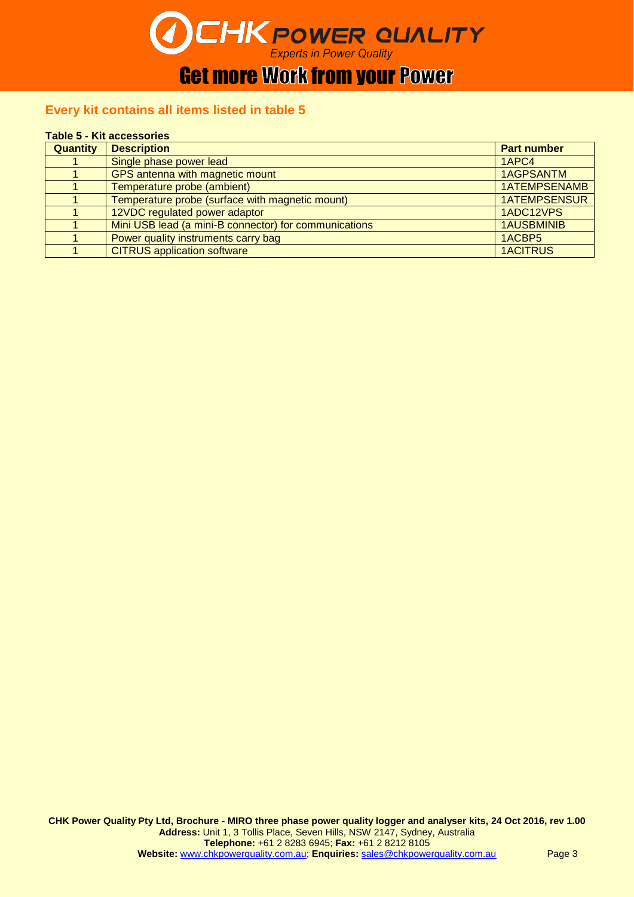## Every kit contains all items listed in table 5

**Table 5 - Kit accessories**

| Quantity | Description | Part number |
|---|---|---|
| 1 | Single phase power lead | 1APC4 |
| 1 | GPS antenna with magnetic mount | 1AGPSANTM |
| 1 | Temperature probe (ambient) | 1ATEMPSENAMB |
| 1 | Temperature probe (surface with magnetic mount) | 1ATEMPSENSUR |
| 1 | 12VDC regulated power adaptor | 1ADC12VPS |
| 1 | Mini USB lead (a mini-B connector) for communications | 1AUSBMINIB |
| 1 | Power quality instruments carry bag | 1ACBP5 |
| 1 | CITRUS application software | 1ACITRUS |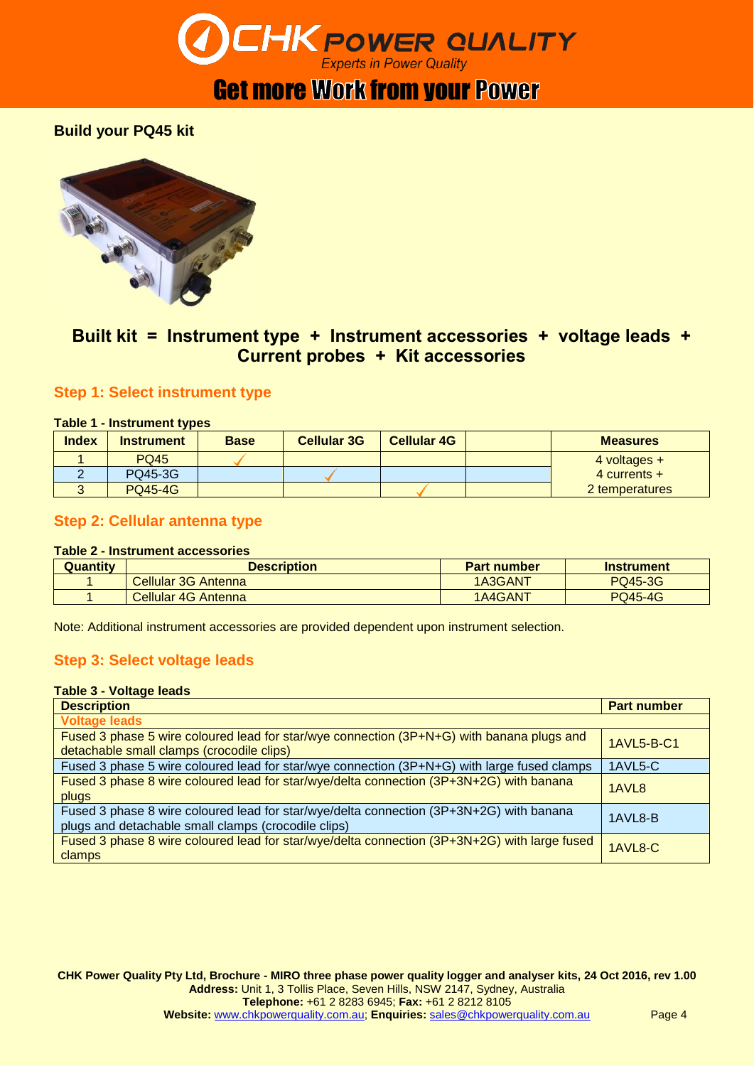## Build your PQ45 kit

**Built kit = Instrument type + Instrument accessories + voltage leads + Current probes + Kit accessories**

### Step 1: Select instrument type

**Table 1 - Instrument types**

| Index | Instrument | Base | Cellular 3G | Cellular 4G | | Measures |
|---|---|---|---|---|---|---|
| 1 | PQ45 | ✓ | | | | 4 voltages + 4 currents + 2 temperatures |
| 2 | PQ45-3G | | ✓ | | | |
| 3 | PQ45-4G | | | ✓ | | |

### Step 2: Cellular antenna type

**Table 2 - Instrument accessories**

| Quantity | Description | Part number | Instrument |
|---|---|---|---|
| 1 | Cellular 3G Antenna | 1A3GANT | PQ45-3G |
| 1 | Cellular 4G Antenna | 1A4GANT | PQ45-4G |

Note: Additional instrument accessories are provided dependent upon instrument selection.

### Step 3: Select voltage leads

**Table 3 - Voltage leads**

| Description | Part number |
|---|---|
| **Voltage leads** | |
| Fused 3 phase 5 wire coloured lead for star/wye connection (3P+N+G) with banana plugs and detachable small clamps (crocodile clips) | 1AVL5-B-C1 |
| Fused 3 phase 5 wire coloured lead for star/wye connection (3P+N+G) with large fused clamps | 1AVL5-C |
| Fused 3 phase 8 wire coloured lead for star/wye/delta connection (3P+3N+2G) with banana plugs | 1AVL8 |
| Fused 3 phase 8 wire coloured lead for star/wye/delta connection (3P+3N+2G) with banana plugs and detachable small clamps (crocodile clips) | 1AVL8-B |
| Fused 3 phase 8 wire coloured lead for star/wye/delta connection (3P+3N+2G) with large fused clamps | 1AVL8-C |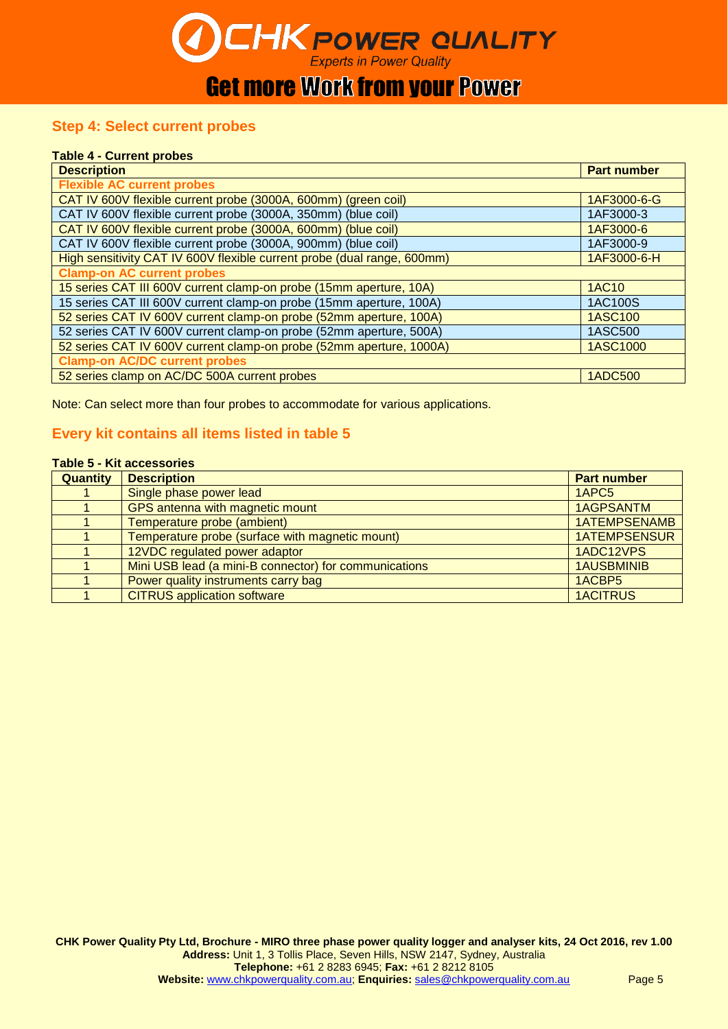## Step 4: Select current probes

**Table 4 - Current probes**

| Description | Part number |
|---|---|
| **Flexible AC current probes** | |
| CAT IV 600V flexible current probe (3000A, 600mm) (green coil) | 1AF3000-6-G |
| CAT IV 600V flexible current probe (3000A, 350mm) (blue coil) | 1AF3000-3 |
| CAT IV 600V flexible current probe (3000A, 600mm) (blue coil) | 1AF3000-6 |
| CAT IV 600V flexible current probe (3000A, 900mm) (blue coil) | 1AF3000-9 |
| High sensitivity CAT IV 600V flexible current probe (dual range, 600mm) | 1AF3000-6-H |
| **Clamp-on AC current probes** | |
| 15 series CAT III 600V current clamp-on probe (15mm aperture, 10A) | 1AC10 |
| 15 series CAT III 600V current clamp-on probe (15mm aperture, 100A) | 1AC100S |
| 52 series CAT IV 600V current clamp-on probe (52mm aperture, 100A) | 1ASC100 |
| 52 series CAT IV 600V current clamp-on probe (52mm aperture, 500A) | 1ASC500 |
| 52 series CAT IV 600V current clamp-on probe (52mm aperture, 1000A) | 1ASC1000 |
| **Clamp-on AC/DC current probes** | |
| 52 series clamp on AC/DC 500A current probes | 1ADC500 |

Note: Can select more than four probes to accommodate for various applications.

## Every kit contains all items listed in table 5

**Table 5 - Kit accessories**

| Quantity | Description | Part number |
|---|---|---|
| 1 | Single phase power lead | 1APC5 |
| 1 | GPS antenna with magnetic mount | 1AGPSANTM |
| 1 | Temperature probe (ambient) | 1ATEMPSENAMB |
| 1 | Temperature probe (surface with magnetic mount) | 1ATEMPSENSUR |
| 1 | 12VDC regulated power adaptor | 1ADC12VPS |
| 1 | Mini USB lead (a mini-B connector) for communications | 1AUSBMINIB |
| 1 | Power quality instruments carry bag | 1ACBP5 |
| 1 | CITRUS application software | 1ACITRUS |